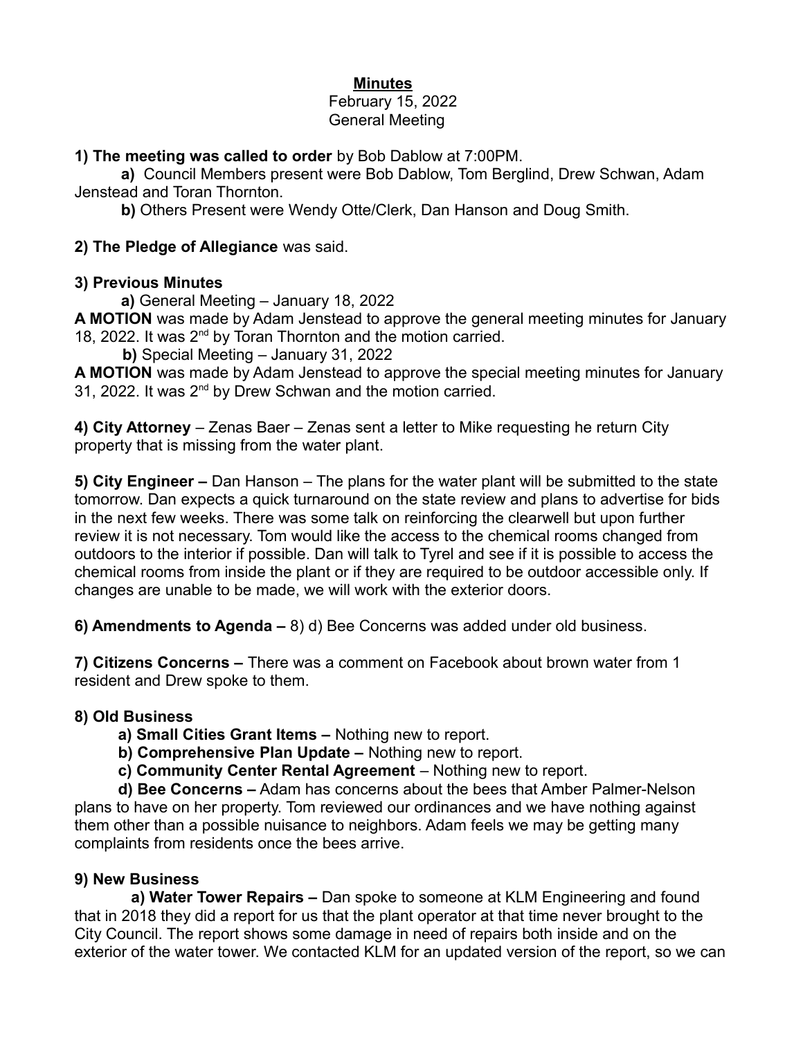# **Minutes**

February 15, 2022
General Meeting

**1) The meeting was called to order** by Bob Dablow at 7:00PM.

**a)** Council Members present were Bob Dablow, Tom Berglind, Drew Schwan, Adam Jenstead and Toran Thornton.

**b)** Others Present were Wendy Otte/Clerk, Dan Hanson and Doug Smith.

**2) The Pledge of Allegiance** was said.

**3) Previous Minutes**

**a)** General Meeting – January 18, 2022

**A MOTION** was made by Adam Jenstead to approve the general meeting minutes for January 18, 2022. It was 2nd by Toran Thornton and the motion carried.

**b)** Special Meeting – January 31, 2022

**A MOTION** was made by Adam Jenstead to approve the special meeting minutes for January 31, 2022. It was 2nd by Drew Schwan and the motion carried.

**4) City Attorney** – Zenas Baer – Zenas sent a letter to Mike requesting he return City property that is missing from the water plant.

**5) City Engineer –** Dan Hanson – The plans for the water plant will be submitted to the state tomorrow. Dan expects a quick turnaround on the state review and plans to advertise for bids in the next few weeks. There was some talk on reinforcing the clearwell but upon further review it is not necessary. Tom would like the access to the chemical rooms changed from outdoors to the interior if possible. Dan will talk to Tyrel and see if it is possible to access the chemical rooms from inside the plant or if they are required to be outdoor accessible only. If changes are unable to be made, we will work with the exterior doors.

**6) Amendments to Agenda –** 8) d) Bee Concerns was added under old business.

**7) Citizens Concerns –** There was a comment on Facebook about brown water from 1 resident and Drew spoke to them.

**8) Old Business**

**a) Small Cities Grant Items –** Nothing new to report.

**b) Comprehensive Plan Update –** Nothing new to report.

**c) Community Center Rental Agreement** – Nothing new to report.

**d) Bee Concerns –** Adam has concerns about the bees that Amber Palmer-Nelson plans to have on her property. Tom reviewed our ordinances and we have nothing against them other than a possible nuisance to neighbors. Adam feels we may be getting many complaints from residents once the bees arrive.

**9) New Business**

**a) Water Tower Repairs –** Dan spoke to someone at KLM Engineering and found that in 2018 they did a report for us that the plant operator at that time never brought to the City Council. The report shows some damage in need of repairs both inside and on the exterior of the water tower. We contacted KLM for an updated version of the report, so we can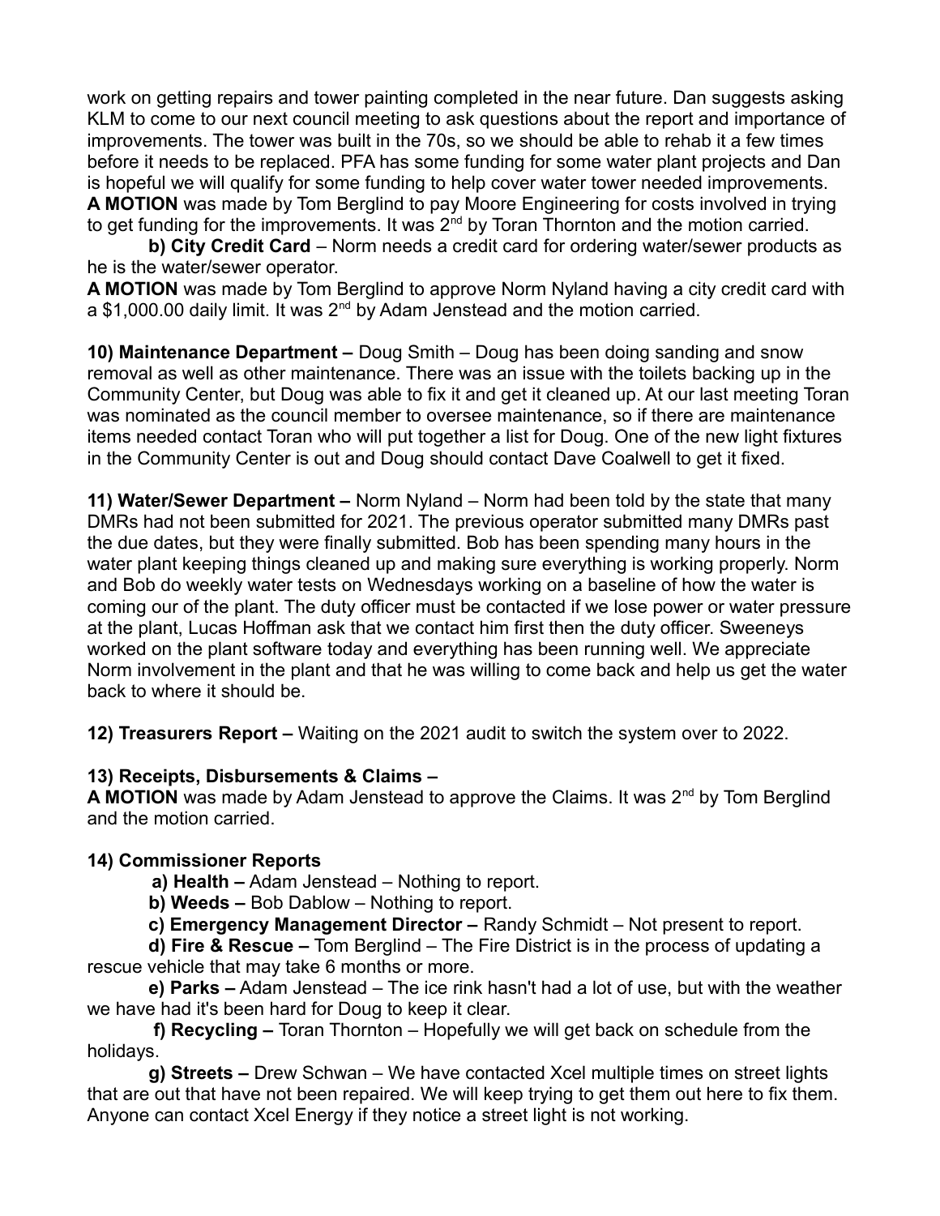work on getting repairs and tower painting completed in the near future. Dan suggests asking KLM to come to our next council meeting to ask questions about the report and importance of improvements. The tower was built in the 70s, so we should be able to rehab it a few times before it needs to be replaced. PFA has some funding for some water plant projects and Dan is hopeful we will qualify for some funding to help cover water tower needed improvements.
**A MOTION** was made by Tom Berglind to pay Moore Engineering for costs involved in trying to get funding for the improvements. It was 2nd by Toran Thornton and the motion carried.

**b) City Credit Card** – Norm needs a credit card for ordering water/sewer products as he is the water/sewer operator.
**A MOTION** was made by Tom Berglind to approve Norm Nyland having a city credit card with a $1,000.00 daily limit. It was 2nd by Adam Jenstead and the motion carried.

**10) Maintenance Department –** Doug Smith – Doug has been doing sanding and snow removal as well as other maintenance. There was an issue with the toilets backing up in the Community Center, but Doug was able to fix it and get it cleaned up. At our last meeting Toran was nominated as the council member to oversee maintenance, so if there are maintenance items needed contact Toran who will put together a list for Doug. One of the new light fixtures in the Community Center is out and Doug should contact Dave Coalwell to get it fixed.

**11) Water/Sewer Department –** Norm Nyland – Norm had been told by the state that many DMRs had not been submitted for 2021. The previous operator submitted many DMRs past the due dates, but they were finally submitted. Bob has been spending many hours in the water plant keeping things cleaned up and making sure everything is working properly. Norm and Bob do weekly water tests on Wednesdays working on a baseline of how the water is coming our of the plant. The duty officer must be contacted if we lose power or water pressure at the plant, Lucas Hoffman ask that we contact him first then the duty officer. Sweeneys worked on the plant software today and everything has been running well. We appreciate Norm involvement in the plant and that he was willing to come back and help us get the water back to where it should be.

**12) Treasurers Report –** Waiting on the 2021 audit to switch the system over to 2022.

**13) Receipts, Disbursements & Claims –**
**A MOTION** was made by Adam Jenstead to approve the Claims. It was 2nd by Tom Berglind and the motion carried.

**14) Commissioner Reports**

**a) Health –** Adam Jenstead – Nothing to report.

**b) Weeds –** Bob Dablow – Nothing to report.

**c) Emergency Management Director –** Randy Schmidt – Not present to report.

**d) Fire & Rescue –** Tom Berglind – The Fire District is in the process of updating a rescue vehicle that may take 6 months or more.

**e) Parks –** Adam Jenstead – The ice rink hasn't had a lot of use, but with the weather we have had it's been hard for Doug to keep it clear.

**f) Recycling –** Toran Thornton – Hopefully we will get back on schedule from the holidays.

**g) Streets –** Drew Schwan – We have contacted Xcel multiple times on street lights that are out that have not been repaired. We will keep trying to get them out here to fix them. Anyone can contact Xcel Energy if they notice a street light is not working.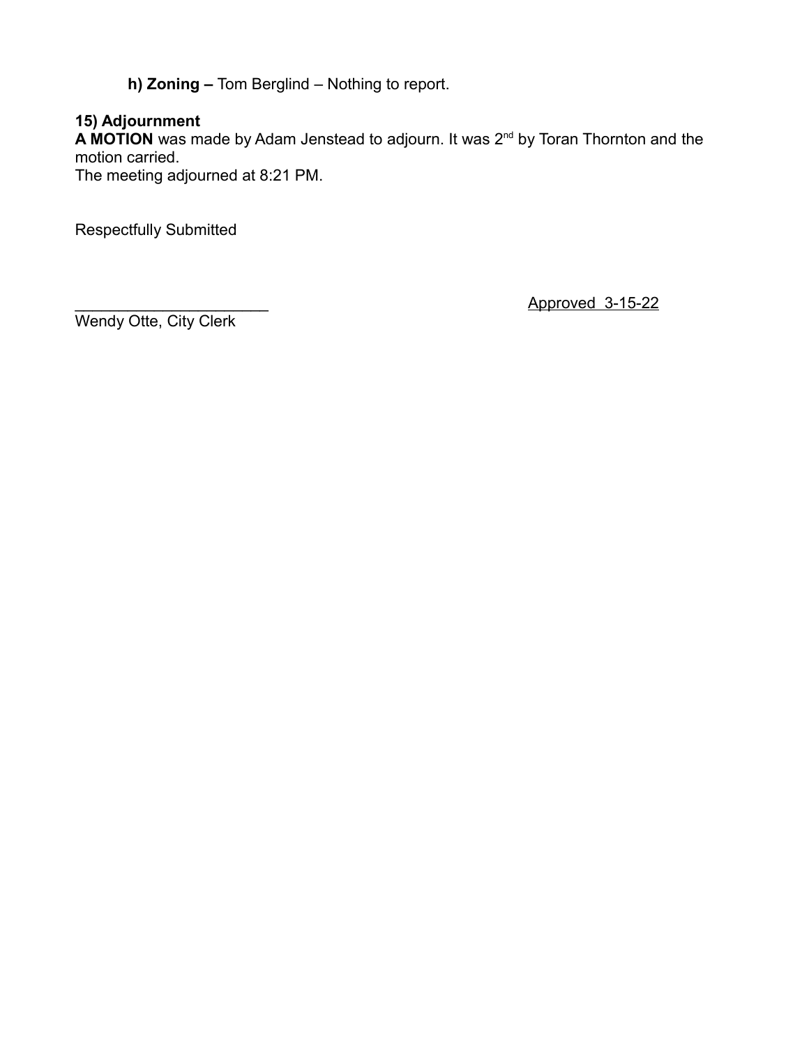**h) Zoning –** Tom Berglind – Nothing to report.

**15) Adjournment**

**A MOTION** was made by Adam Jenstead to adjourn. It was 2nd by Toran Thornton and the motion carried.

The meeting adjourned at 8:21 PM.

Respectfully Submitted

______________________ Approved 3-15-22

Wendy Otte, City Clerk